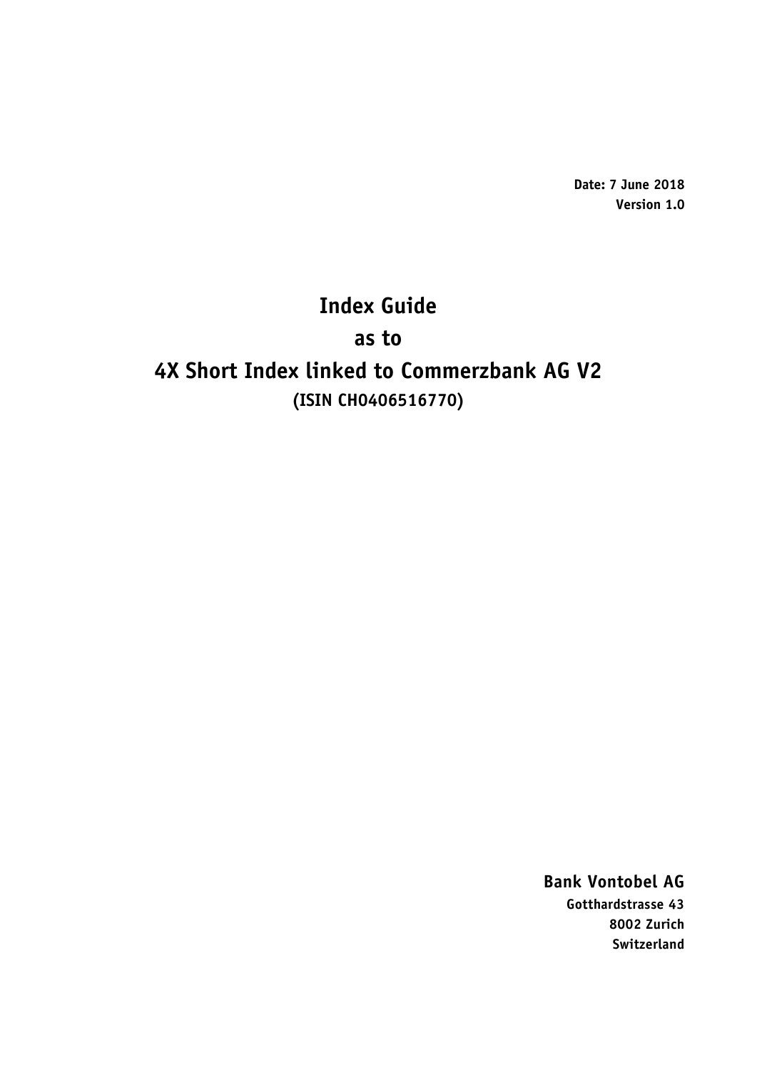**Date: 7 June 2018**
**Version 1.0**

# Index Guide
# as to
# 4X Short Index linked to Commerzbank AG V2

**(ISIN CH0406516770)**

**Bank Vontobel AG**
**Gotthardstrasse 43**
**8002 Zurich**
**Switzerland**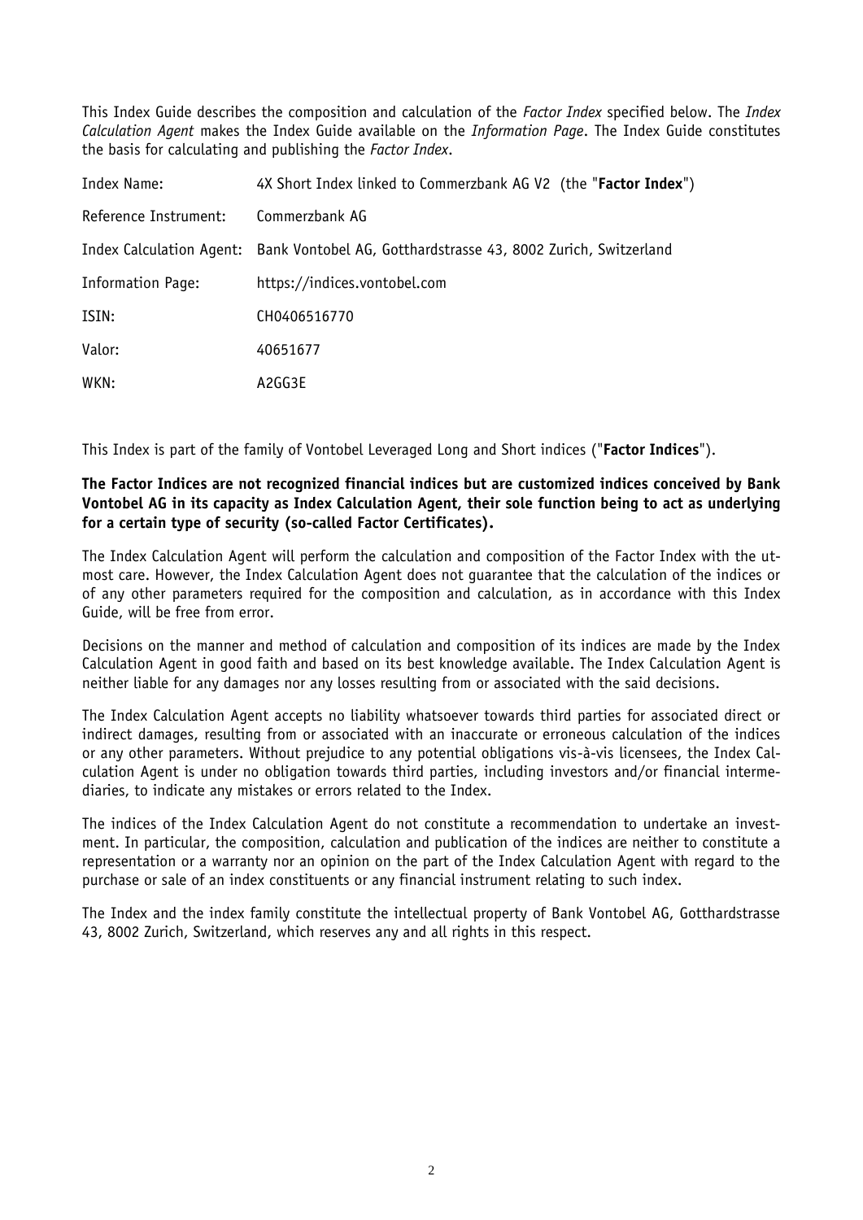This Index Guide describes the composition and calculation of the *Factor Index* specified below. The *Index Calculation Agent* makes the Index Guide available on the *Information Page*. The Index Guide constitutes the basis for calculating and publishing the *Factor Index*.

| | |
|---|---|
| Index Name: | 4X Short Index linked to Commerzbank AG V2 (the "**Factor Index**") |
| Reference Instrument: | Commerzbank AG |
| Index Calculation Agent: | Bank Vontobel AG, Gotthardstrasse 43, 8002 Zurich, Switzerland |
| Information Page: | https://indices.vontobel.com |
| ISIN: | CH0406516770 |
| Valor: | 40651677 |
| WKN: | A2GG3E |

This Index is part of the family of Vontobel Leveraged Long and Short indices ("**Factor Indices**").

**The Factor Indices are not recognized financial indices but are customized indices conceived by Bank Vontobel AG in its capacity as Index Calculation Agent, their sole function being to act as underlying for a certain type of security (so-called Factor Certificates).**

The Index Calculation Agent will perform the calculation and composition of the Factor Index with the utmost care. However, the Index Calculation Agent does not guarantee that the calculation of the indices or of any other parameters required for the composition and calculation, as in accordance with this Index Guide, will be free from error.

Decisions on the manner and method of calculation and composition of its indices are made by the Index Calculation Agent in good faith and based on its best knowledge available. The Index Calculation Agent is neither liable for any damages nor any losses resulting from or associated with the said decisions.

The Index Calculation Agent accepts no liability whatsoever towards third parties for associated direct or indirect damages, resulting from or associated with an inaccurate or erroneous calculation of the indices or any other parameters. Without prejudice to any potential obligations vis-à-vis licensees, the Index Calculation Agent is under no obligation towards third parties, including investors and/or financial intermediaries, to indicate any mistakes or errors related to the Index.

The indices of the Index Calculation Agent do not constitute a recommendation to undertake an investment. In particular, the composition, calculation and publication of the indices are neither to constitute a representation or a warranty nor an opinion on the part of the Index Calculation Agent with regard to the purchase or sale of an index constituents or any financial instrument relating to such index.

The Index and the index family constitute the intellectual property of Bank Vontobel AG, Gotthardstrasse 43, 8002 Zurich, Switzerland, which reserves any and all rights in this respect.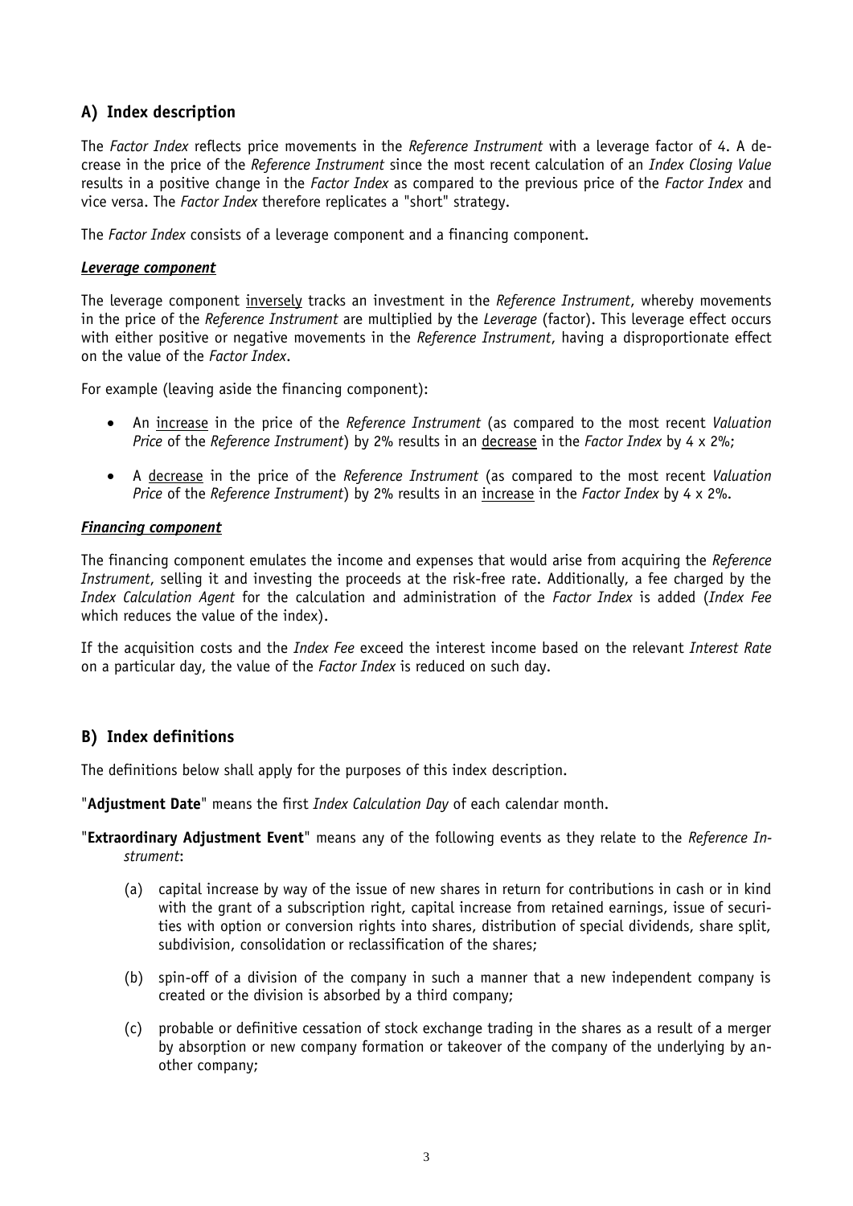## A) Index description

The *Factor Index* reflects price movements in the *Reference Instrument* with a leverage factor of 4. A decrease in the price of the *Reference Instrument* since the most recent calculation of an *Index Closing Value* results in a positive change in the *Factor Index* as compared to the previous price of the *Factor Index* and vice versa. The *Factor Index* therefore replicates a "short" strategy.

The *Factor Index* consists of a leverage component and a financing component.

***Leverage component***

The leverage component inversely tracks an investment in the *Reference Instrument*, whereby movements in the price of the *Reference Instrument* are multiplied by the *Leverage* (factor). This leverage effect occurs with either positive or negative movements in the *Reference Instrument*, having a disproportionate effect on the value of the *Factor Index*.

For example (leaving aside the financing component):

- An increase in the price of the *Reference Instrument* (as compared to the most recent *Valuation Price* of the *Reference Instrument*) by 2% results in an decrease in the *Factor Index* by 4 x 2%;
- A decrease in the price of the *Reference Instrument* (as compared to the most recent *Valuation Price* of the *Reference Instrument*) by 2% results in an increase in the *Factor Index* by 4 x 2%.

***Financing component***

The financing component emulates the income and expenses that would arise from acquiring the *Reference Instrument*, selling it and investing the proceeds at the risk-free rate. Additionally, a fee charged by the *Index Calculation Agent* for the calculation and administration of the *Factor Index* is added (*Index Fee* which reduces the value of the index).

If the acquisition costs and the *Index Fee* exceed the interest income based on the relevant *Interest Rate* on a particular day, the value of the *Factor Index* is reduced on such day.

## B) Index definitions

The definitions below shall apply for the purposes of this index description.

"**Adjustment Date**" means the first *Index Calculation Day* of each calendar month.

"**Extraordinary Adjustment Event**" means any of the following events as they relate to the *Reference Instrument*:

(a) capital increase by way of the issue of new shares in return for contributions in cash or in kind with the grant of a subscription right, capital increase from retained earnings, issue of securities with option or conversion rights into shares, distribution of special dividends, share split, subdivision, consolidation or reclassification of the shares;

(b) spin-off of a division of the company in such a manner that a new independent company is created or the division is absorbed by a third company;

(c) probable or definitive cessation of stock exchange trading in the shares as a result of a merger by absorption or new company formation or takeover of the company of the underlying by another company;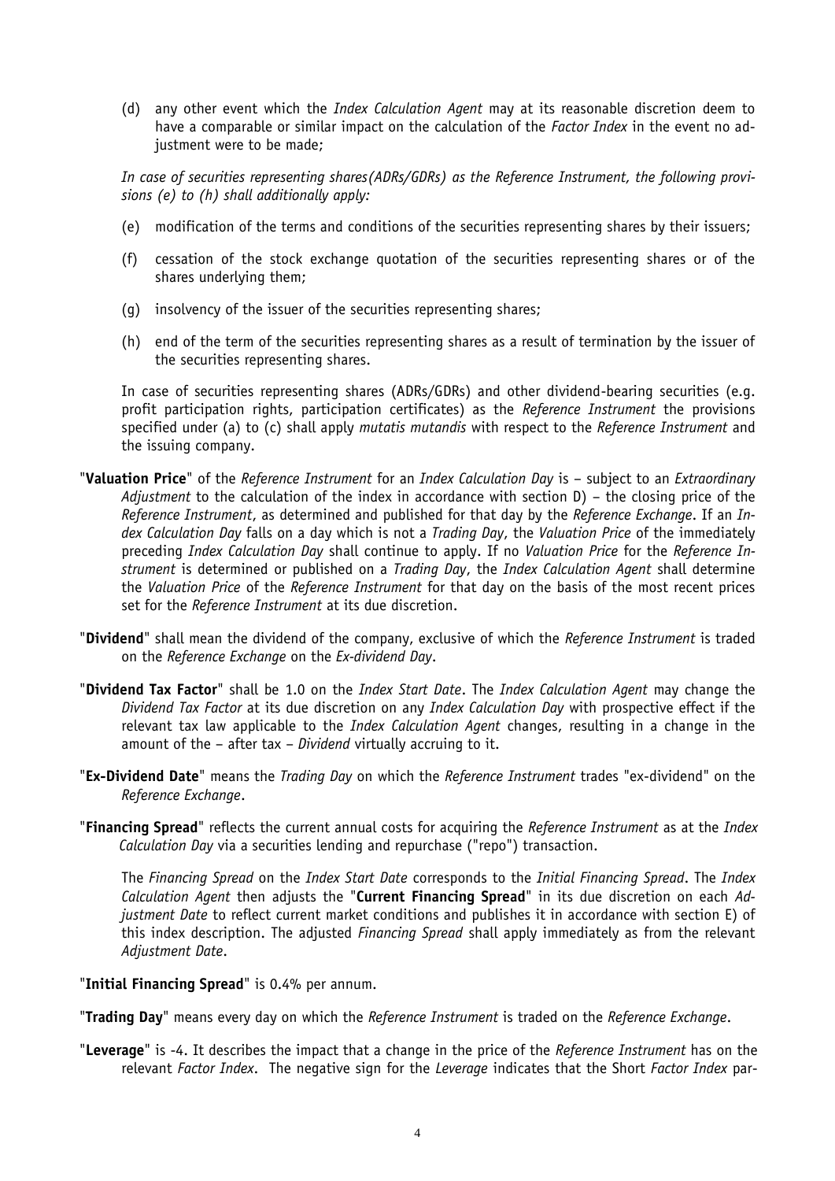(d) any other event which the *Index Calculation Agent* may at its reasonable discretion deem to have a comparable or similar impact on the calculation of the *Factor Index* in the event no adjustment were to be made;

*In case of securities representing shares(ADRs/GDRs) as the Reference Instrument, the following provisions (e) to (h) shall additionally apply:*

(e) modification of the terms and conditions of the securities representing shares by their issuers;

(f) cessation of the stock exchange quotation of the securities representing shares or of the shares underlying them;

(g) insolvency of the issuer of the securities representing shares;

(h) end of the term of the securities representing shares as a result of termination by the issuer of the securities representing shares.

In case of securities representing shares (ADRs/GDRs) and other dividend-bearing securities (e.g. profit participation rights, participation certificates) as the *Reference Instrument* the provisions specified under (a) to (c) shall apply *mutatis mutandis* with respect to the *Reference Instrument* and the issuing company.

"**Valuation Price**" of the *Reference Instrument* for an *Index Calculation Day* is – subject to an *Extraordinary Adjustment* to the calculation of the index in accordance with section D) – the closing price of the *Reference Instrument*, as determined and published for that day by the *Reference Exchange*. If an *Index Calculation Day* falls on a day which is not a *Trading Day*, the *Valuation Price* of the immediately preceding *Index Calculation Day* shall continue to apply. If no *Valuation Price* for the *Reference Instrument* is determined or published on a *Trading Day*, the *Index Calculation Agent* shall determine the *Valuation Price* of the *Reference Instrument* for that day on the basis of the most recent prices set for the *Reference Instrument* at its due discretion.

"**Dividend**" shall mean the dividend of the company, exclusive of which the *Reference Instrument* is traded on the *Reference Exchange* on the *Ex-dividend Day*.

"**Dividend Tax Factor**" shall be 1.0 on the *Index Start Date*. The *Index Calculation Agent* may change the *Dividend Tax Factor* at its due discretion on any *Index Calculation Day* with prospective effect if the relevant tax law applicable to the *Index Calculation Agent* changes, resulting in a change in the amount of the – after tax – *Dividend* virtually accruing to it.

"**Ex-Dividend Date**" means the *Trading Day* on which the *Reference Instrument* trades "ex-dividend" on the *Reference Exchange*.

"**Financing Spread**" reflects the current annual costs for acquiring the *Reference Instrument* as at the *Index Calculation Day* via a securities lending and repurchase ("repo") transaction.

The *Financing Spread* on the *Index Start Date* corresponds to the *Initial Financing Spread*. The *Index Calculation Agent* then adjusts the "**Current Financing Spread**" in its due discretion on each *Adjustment Date* to reflect current market conditions and publishes it in accordance with section E) of this index description. The adjusted *Financing Spread* shall apply immediately as from the relevant *Adjustment Date*.

"**Initial Financing Spread**" is 0.4% per annum.

"**Trading Day**" means every day on which the *Reference Instrument* is traded on the *Reference Exchange*.

"**Leverage**" is -4. It describes the impact that a change in the price of the *Reference Instrument* has on the relevant *Factor Index*. The negative sign for the *Leverage* indicates that the Short *Factor Index* par-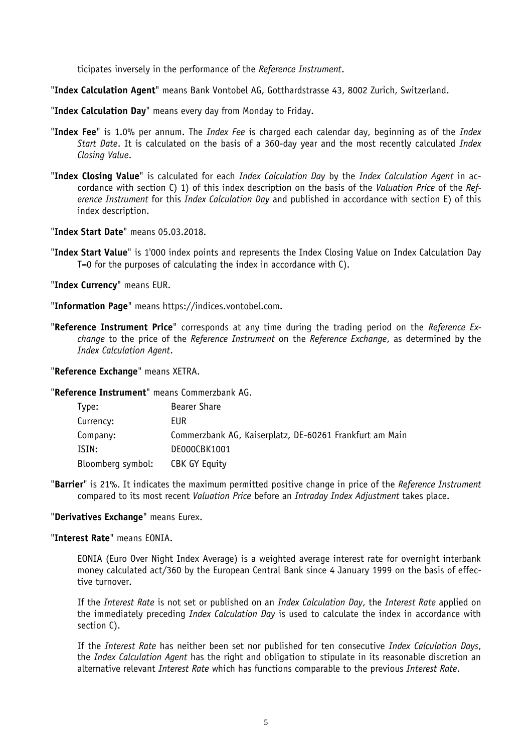ticipates inversely in the performance of the *Reference Instrument*.

"**Index Calculation Agent**" means Bank Vontobel AG, Gotthardstrasse 43, 8002 Zurich, Switzerland.

"**Index Calculation Day**" means every day from Monday to Friday.

"**Index Fee**" is 1.0% per annum. The *Index Fee* is charged each calendar day, beginning as of the *Index Start Date*. It is calculated on the basis of a 360-day year and the most recently calculated *Index Closing Value*.

"**Index Closing Value**" is calculated for each *Index Calculation Day* by the *Index Calculation Agent* in accordance with section C) 1) of this index description on the basis of the *Valuation Price* of the *Reference Instrument* for this *Index Calculation Day* and published in accordance with section E) of this index description.

"**Index Start Date**" means 05.03.2018.

"**Index Start Value**" is 1'000 index points and represents the Index Closing Value on Index Calculation Day T=0 for the purposes of calculating the index in accordance with C).

"**Index Currency**" means EUR.

"**Information Page**" means https://indices.vontobel.com.

"**Reference Instrument Price**" corresponds at any time during the trading period on the *Reference Exchange* to the price of the *Reference Instrument* on the *Reference Exchange*, as determined by the *Index Calculation Agent*.

"**Reference Exchange**" means XETRA.

"**Reference Instrument**" means Commerzbank AG.

| | |
|---|---|
| Type: | Bearer Share |
| Currency: | EUR |
| Company: | Commerzbank AG, Kaiserplatz, DE-60261 Frankfurt am Main |
| ISIN: | DE000CBK1001 |
| Bloomberg symbol: | CBK GY Equity |

"**Barrier**" is 21%. It indicates the maximum permitted positive change in price of the *Reference Instrument* compared to its most recent *Valuation Price* before an *Intraday Index Adjustment* takes place.

"**Derivatives Exchange**" means Eurex.

"**Interest Rate**" means EONIA.

EONIA (Euro Over Night Index Average) is a weighted average interest rate for overnight interbank money calculated act/360 by the European Central Bank since 4 January 1999 on the basis of effective turnover.

If the *Interest Rate* is not set or published on an *Index Calculation Day*, the *Interest Rate* applied on the immediately preceding *Index Calculation Day* is used to calculate the index in accordance with section C).

If the *Interest Rate* has neither been set nor published for ten consecutive *Index Calculation Days*, the *Index Calculation Agent* has the right and obligation to stipulate in its reasonable discretion an alternative relevant *Interest Rate* which has functions comparable to the previous *Interest Rate*.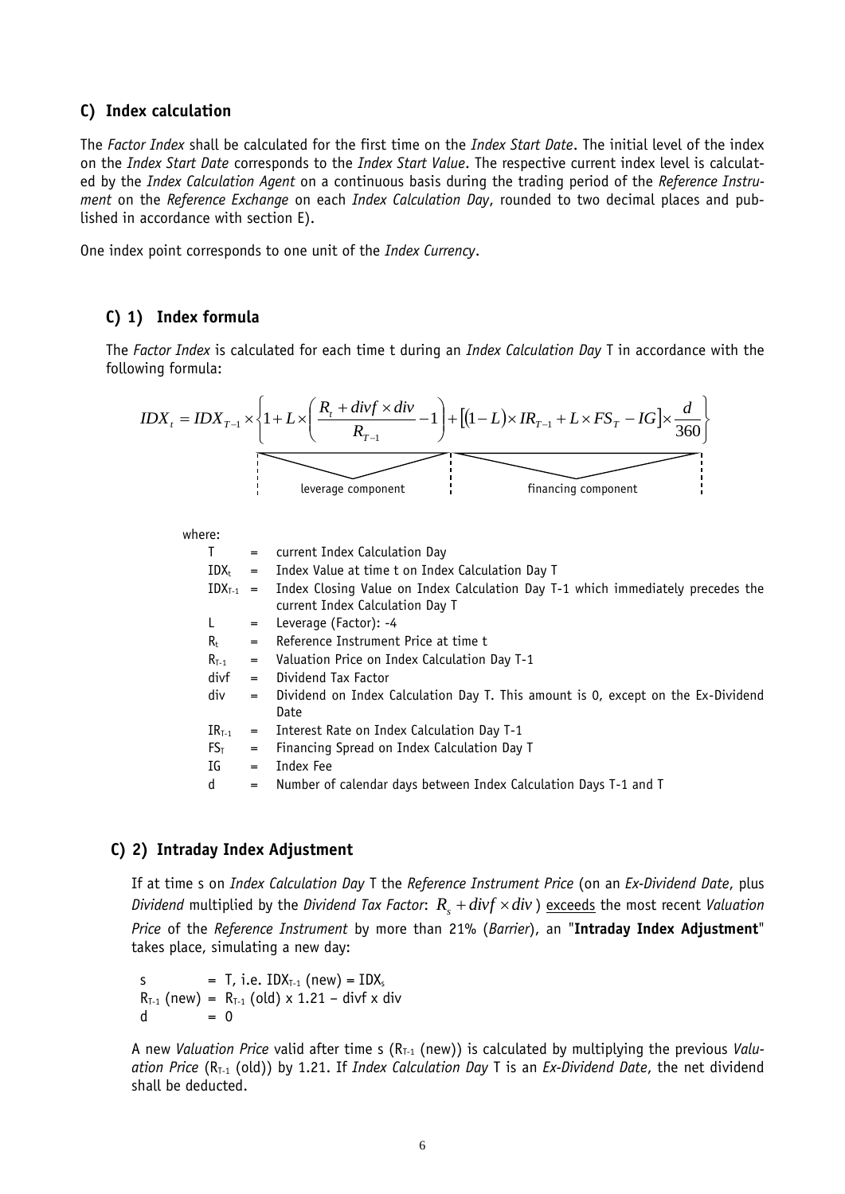## C) Index calculation

The *Factor Index* shall be calculated for the first time on the *Index Start Date*. The initial level of the index on the *Index Start Date* corresponds to the *Index Start Value*. The respective current index level is calculated by the *Index Calculation Agent* on a continuous basis during the trading period of the *Reference Instrument* on the *Reference Exchange* on each *Index Calculation Day*, rounded to two decimal places and published in accordance with section E).

One index point corresponds to one unit of the *Index Currency*.

### C) 1) Index formula

The *Factor Index* is calculated for each time t during an *Index Calculation Day* T in accordance with the following formula:

$$IDX_t = IDX_{T-1} \times \left\{ \underbrace{1 + L \times \left( \frac{R_t + divf \times div}{R_{T-1}} - 1 \right)}_{\text{leverage component}} + \underbrace{\left[ (1-L) \times IR_{T-1} + L \times FS_T - IG \right] \times \frac{d}{360}}_{\text{financing component}} \right\}$$

where:

| | | |
|---|---|---|
| $T$ | = | current Index Calculation Day |
| $IDX_t$ | = | Index Value at time t on Index Calculation Day T |
| $IDX_{T-1}$ | = | Index Closing Value on Index Calculation Day T-1 which immediately precedes the current Index Calculation Day T |
| $L$ | = | Leverage (Factor): -4 |
| $R_t$ | = | Reference Instrument Price at time t |
| $R_{T-1}$ | = | Valuation Price on Index Calculation Day T-1 |
| $divf$ | = | Dividend Tax Factor |
| $div$ | = | Dividend on Index Calculation Day T. This amount is 0, except on the Ex-Dividend Date |
| $IR_{T-1}$ | = | Interest Rate on Index Calculation Day T-1 |
| $FS_T$ | = | Financing Spread on Index Calculation Day T |
| $IG$ | = | Index Fee |
| $d$ | = | Number of calendar days between Index Calculation Days T-1 and T |

### C) 2) Intraday Index Adjustment

If at time s on *Index Calculation Day* T the *Reference Instrument Price* (on an *Ex-Dividend Date*, plus *Dividend* multiplied by the *Dividend Tax Factor*: $R_s + divf \times div$ ) exceeds the most recent *Valuation Price* of the *Reference Instrument* by more than 21% (*Barrier*), an "**Intraday Index Adjustment**" takes place, simulating a new day:

$s = T$, i.e. $IDX_{T-1}(\text{new}) = IDX_s$

$R_{T-1}(\text{new}) = R_{T-1}(\text{old}) \times 1.21 - divf \times div$

$d = 0$

A new *Valuation Price* valid after time s ($R_{T-1}$ (new)) is calculated by multiplying the previous *Valuation Price* ($R_{T-1}$ (old)) by 1.21. If *Index Calculation Day* T is an *Ex-Dividend Date*, the net dividend shall be deducted.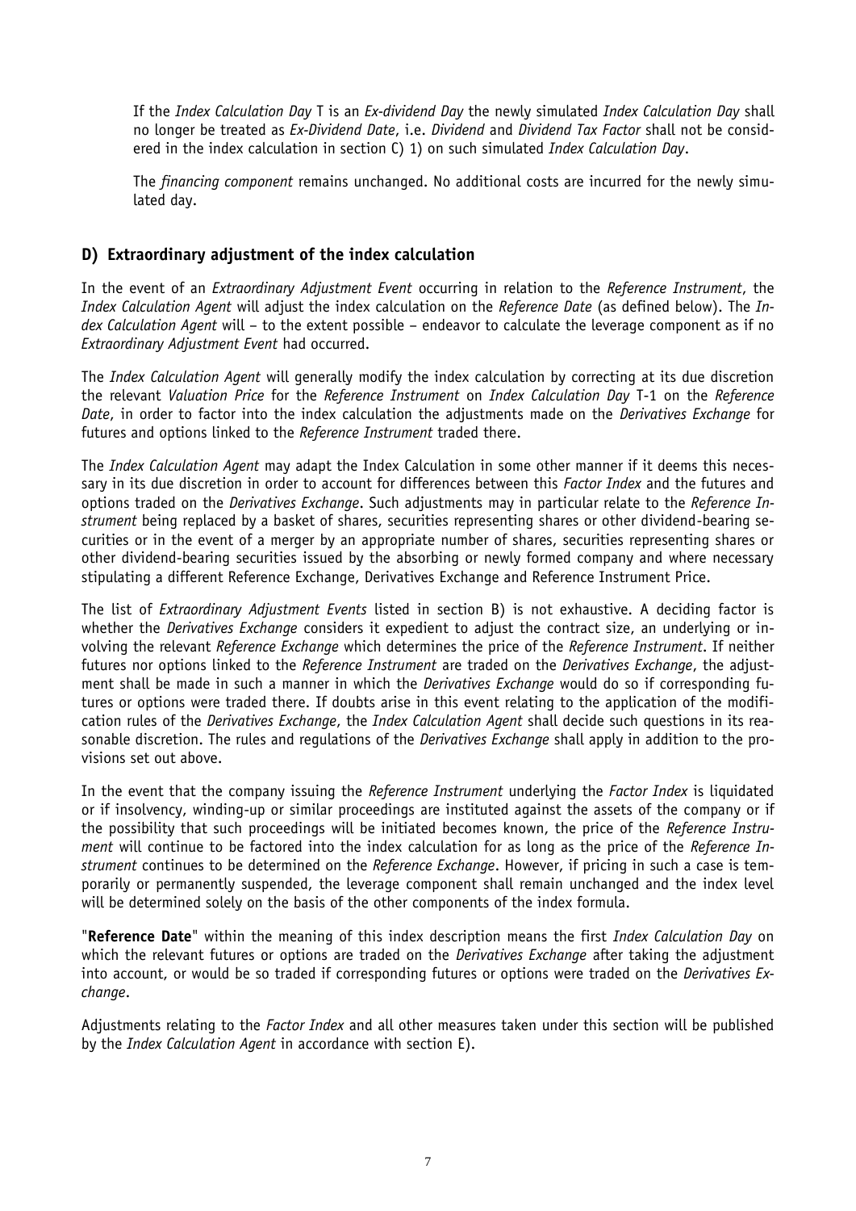If the *Index Calculation Day* T is an *Ex-dividend Day* the newly simulated *Index Calculation Day* shall no longer be treated as *Ex-Dividend Date*, i.e. *Dividend* and *Dividend Tax Factor* shall not be considered in the index calculation in section C) 1) on such simulated *Index Calculation Day*.

The *financing component* remains unchanged. No additional costs are incurred for the newly simulated day.

## D) Extraordinary adjustment of the index calculation

In the event of an *Extraordinary Adjustment Event* occurring in relation to the *Reference Instrument*, the *Index Calculation Agent* will adjust the index calculation on the *Reference Date* (as defined below). The *Index Calculation Agent* will – to the extent possible – endeavor to calculate the leverage component as if no *Extraordinary Adjustment Event* had occurred.

The *Index Calculation Agent* will generally modify the index calculation by correcting at its due discretion the relevant *Valuation Price* for the *Reference Instrument* on *Index Calculation Day* T-1 on the *Reference Date*, in order to factor into the index calculation the adjustments made on the *Derivatives Exchange* for futures and options linked to the *Reference Instrument* traded there.

The *Index Calculation Agent* may adapt the Index Calculation in some other manner if it deems this necessary in its due discretion in order to account for differences between this *Factor Index* and the futures and options traded on the *Derivatives Exchange*. Such adjustments may in particular relate to the *Reference Instrument* being replaced by a basket of shares, securities representing shares or other dividend-bearing securities or in the event of a merger by an appropriate number of shares, securities representing shares or other dividend-bearing securities issued by the absorbing or newly formed company and where necessary stipulating a different Reference Exchange, Derivatives Exchange and Reference Instrument Price.

The list of *Extraordinary Adjustment Events* listed in section B) is not exhaustive. A deciding factor is whether the *Derivatives Exchange* considers it expedient to adjust the contract size, an underlying or involving the relevant *Reference Exchange* which determines the price of the *Reference Instrument*. If neither futures nor options linked to the *Reference Instrument* are traded on the *Derivatives Exchange*, the adjustment shall be made in such a manner in which the *Derivatives Exchange* would do so if corresponding futures or options were traded there. If doubts arise in this event relating to the application of the modification rules of the *Derivatives Exchange*, the *Index Calculation Agent* shall decide such questions in its reasonable discretion. The rules and regulations of the *Derivatives Exchange* shall apply in addition to the provisions set out above.

In the event that the company issuing the *Reference Instrument* underlying the *Factor Index* is liquidated or if insolvency, winding-up or similar proceedings are instituted against the assets of the company or if the possibility that such proceedings will be initiated becomes known, the price of the *Reference Instrument* will continue to be factored into the index calculation for as long as the price of the *Reference Instrument* continues to be determined on the *Reference Exchange*. However, if pricing in such a case is temporarily or permanently suspended, the leverage component shall remain unchanged and the index level will be determined solely on the basis of the other components of the index formula.

"**Reference Date**" within the meaning of this index description means the first *Index Calculation Day* on which the relevant futures or options are traded on the *Derivatives Exchange* after taking the adjustment into account, or would be so traded if corresponding futures or options were traded on the *Derivatives Exchange*.

Adjustments relating to the *Factor Index* and all other measures taken under this section will be published by the *Index Calculation Agent* in accordance with section E).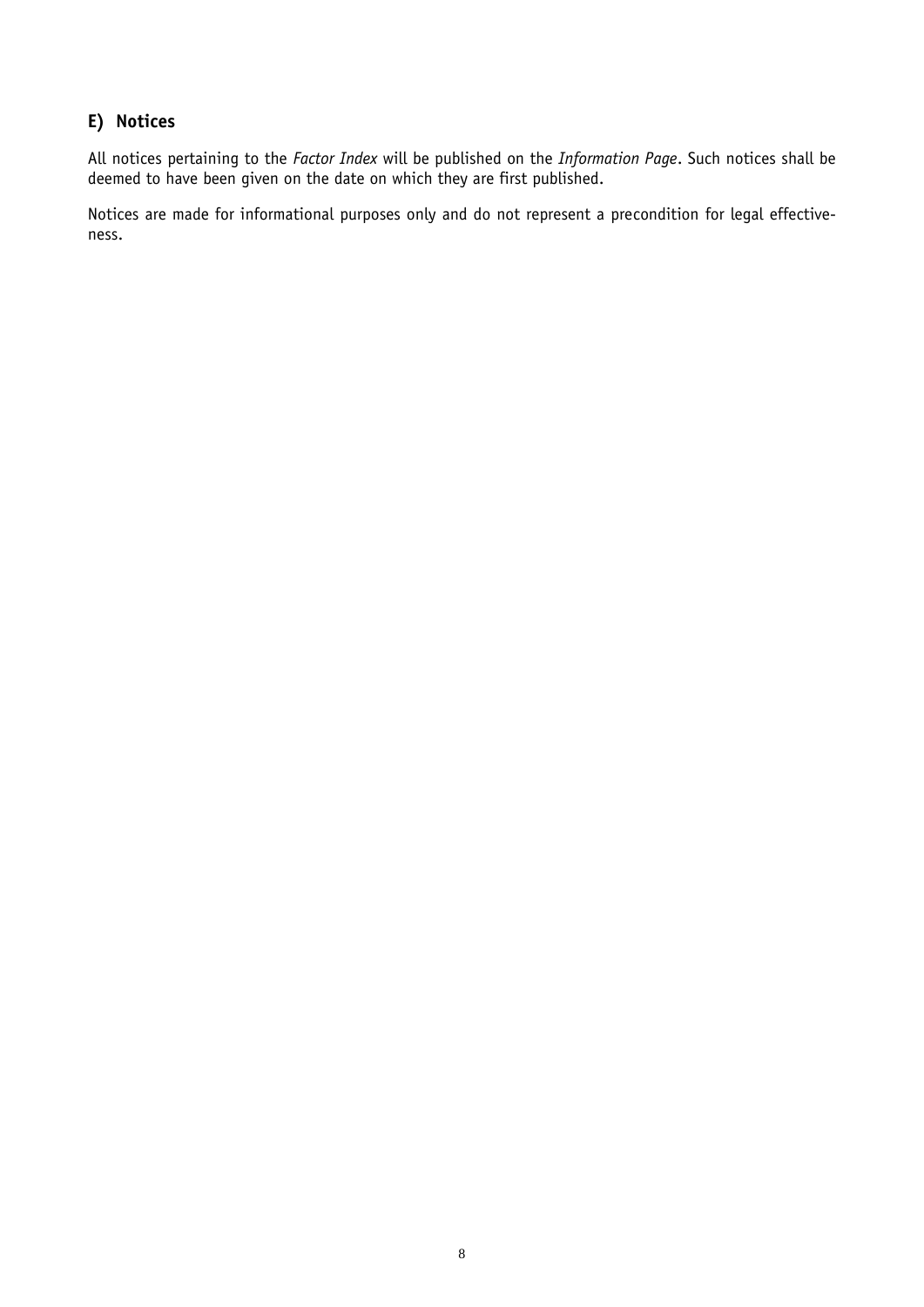## E) Notices

All notices pertaining to the *Factor Index* will be published on the *Information Page*. Such notices shall be deemed to have been given on the date on which they are first published.

Notices are made for informational purposes only and do not represent a precondition for legal effectiveness.